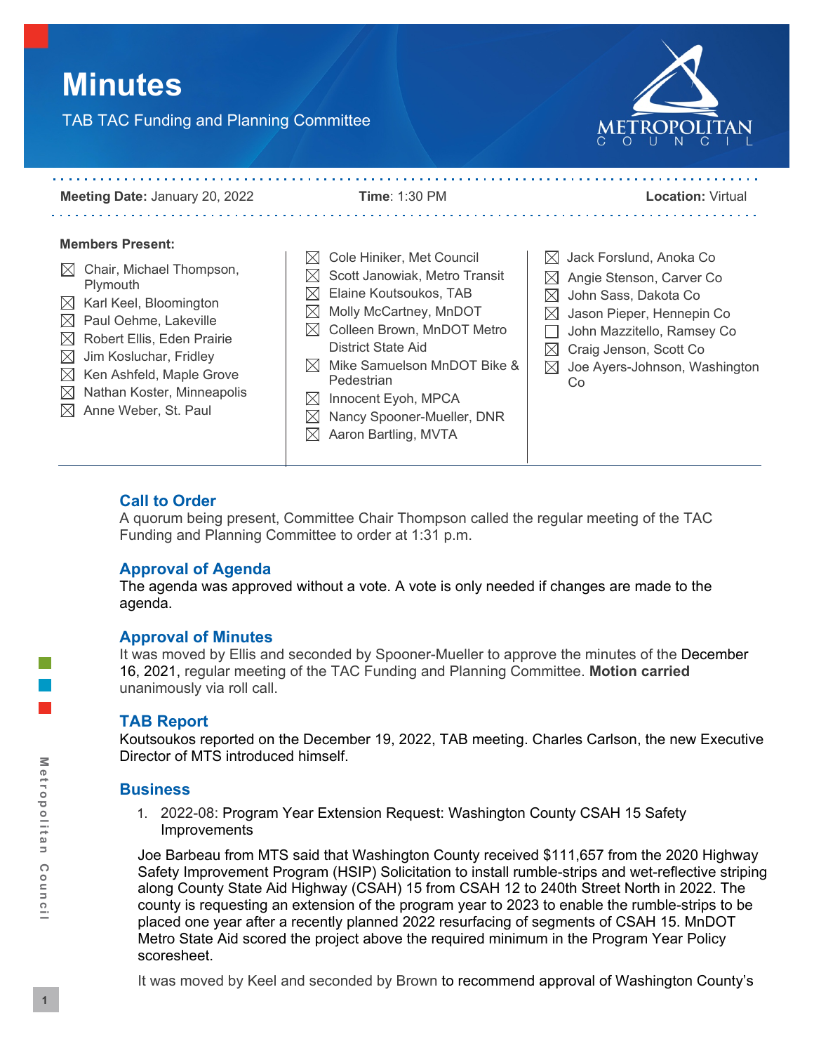# Minutes

TAB TAC Funding and Planning Committee

**Meeting Date:** January 20, 2022 **Time**: 1:30 PM **Location:** Virtual

**Members Present:**

- ☒ Chair, Michael Thompson, Plymouth
- ☒ Karl Keel, Bloomington
- ☒ Paul Oehme, Lakeville
- ☒ Robert Ellis, Eden Prairie
- ☒ Jim Kosluchar, Fridley
- ☒ Ken Ashfeld, Maple Grove
- ☒ Nathan Koster, Minneapolis
- ☒ Anne Weber, St. Paul
- ☒ Cole Hiniker, Met Council
- ☒ Scott Janowiak, Metro Transit
- ☒ Elaine Koutsoukos, TAB
- ☒ Molly McCartney, MnDOT
- ☒ Colleen Brown, MnDOT Metro District State Aid
- ☒ Mike Samuelson MnDOT Bike & Pedestrian
- ☒ Innocent Eyoh, MPCA
- ☒ Nancy Spooner-Mueller, DNR
- ☒ Aaron Bartling, MVTA
- ☒ Jack Forslund, Anoka Co
- ☒ Angie Stenson, Carver Co
- ☒ John Sass, Dakota Co
- ☒ Jason Pieper, Hennepin Co
- ☐ John Mazzitello, Ramsey Co
- ☒ Craig Jenson, Scott Co
- ☒ Joe Ayers-Johnson, Washington Co

## Call to Order

A quorum being present, Committee Chair Thompson called the regular meeting of the TAC Funding and Planning Committee to order at 1:31 p.m.

## Approval of Agenda

The agenda was approved without a vote. A vote is only needed if changes are made to the agenda.

## Approval of Minutes

It was moved by Ellis and seconded by Spooner-Mueller to approve the minutes of the December 16, 2021, regular meeting of the TAC Funding and Planning Committee. **Motion carried** unanimously via roll call.

## TAB Report

Koutsoukos reported on the December 19, 2022, TAB meeting. Charles Carlson, the new Executive Director of MTS introduced himself.

## Business

1. 2022-08: Program Year Extension Request: Washington County CSAH 15 Safety Improvements

Joe Barbeau from MTS said that Washington County received $111,657 from the 2020 Highway Safety Improvement Program (HSIP) Solicitation to install rumble-strips and wet-reflective striping along County State Aid Highway (CSAH) 15 from CSAH 12 to 240th Street North in 2022. The county is requesting an extension of the program year to 2023 to enable the rumble-strips to be placed one year after a recently planned 2022 resurfacing of segments of CSAH 15. MnDOT Metro State Aid scored the project above the required minimum in the Program Year Policy scoresheet.

It was moved by Keel and seconded by Brown to recommend approval of Washington County's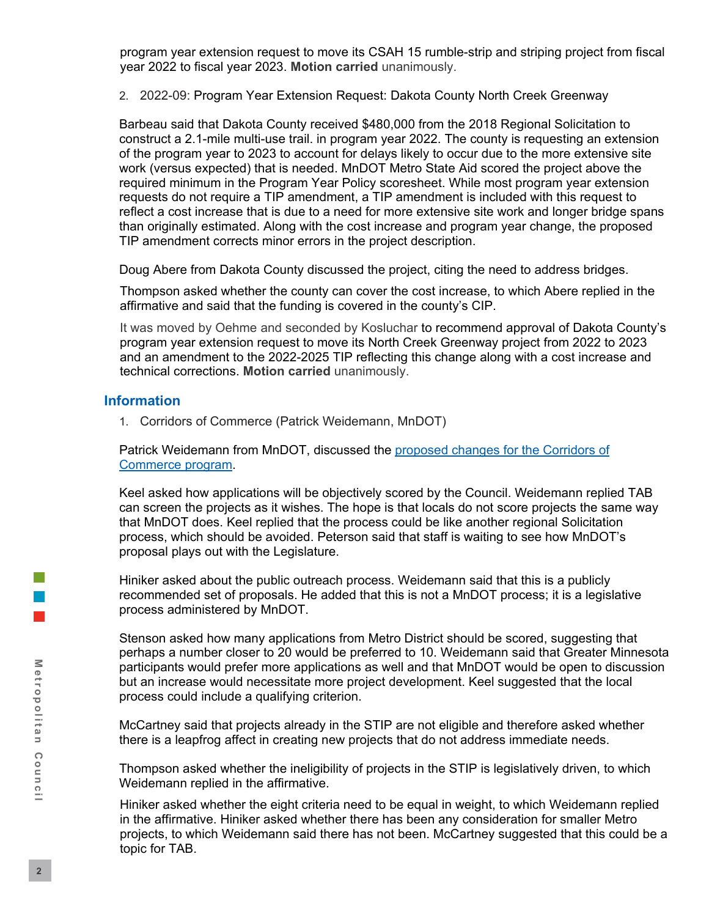program year extension request to move its CSAH 15 rumble-strip and striping project from fiscal year 2022 to fiscal year 2023. **Motion carried** unanimously.

2. 2022-09: Program Year Extension Request: Dakota County North Creek Greenway

Barbeau said that Dakota County received $480,000 from the 2018 Regional Solicitation to construct a 2.1-mile multi-use trail. in program year 2022. The county is requesting an extension of the program year to 2023 to account for delays likely to occur due to the more extensive site work (versus expected) that is needed. MnDOT Metro State Aid scored the project above the required minimum in the Program Year Policy scoresheet. While most program year extension requests do not require a TIP amendment, a TIP amendment is included with this request to reflect a cost increase that is due to a need for more extensive site work and longer bridge spans than originally estimated. Along with the cost increase and program year change, the proposed TIP amendment corrects minor errors in the project description.

Doug Abere from Dakota County discussed the project, citing the need to address bridges.

Thompson asked whether the county can cover the cost increase, to which Abere replied in the affirmative and said that the funding is covered in the county's CIP.

It was moved by Oehme and seconded by Kosluchar to recommend approval of Dakota County's program year extension request to move its North Creek Greenway project from 2022 to 2023 and an amendment to the 2022-2025 TIP reflecting this change along with a cost increase and technical corrections. **Motion carried** unanimously.

## Information

1. Corridors of Commerce (Patrick Weidemann, MnDOT)

Patrick Weidemann from MnDOT, discussed the [proposed changes for the Corridors of Commerce program](#).

Keel asked how applications will be objectively scored by the Council. Weidemann replied TAB can screen the projects as it wishes. The hope is that locals do not score projects the same way that MnDOT does. Keel replied that the process could be like another regional Solicitation process, which should be avoided. Peterson said that staff is waiting to see how MnDOT's proposal plays out with the Legislature.

Hiniker asked about the public outreach process. Weidemann said that this is a publicly recommended set of proposals. He added that this is not a MnDOT process; it is a legislative process administered by MnDOT.

Stenson asked how many applications from Metro District should be scored, suggesting that perhaps a number closer to 20 would be preferred to 10. Weidemann said that Greater Minnesota participants would prefer more applications as well and that MnDOT would be open to discussion but an increase would necessitate more project development. Keel suggested that the local process could include a qualifying criterion.

McCartney said that projects already in the STIP are not eligible and therefore asked whether there is a leapfrog affect in creating new projects that do not address immediate needs.

Thompson asked whether the ineligibility of projects in the STIP is legislatively driven, to which Weidemann replied in the affirmative.

Hiniker asked whether the eight criteria need to be equal in weight, to which Weidemann replied in the affirmative. Hiniker asked whether there has been any consideration for smaller Metro projects, to which Weidemann said there has not been. McCartney suggested that this could be a topic for TAB.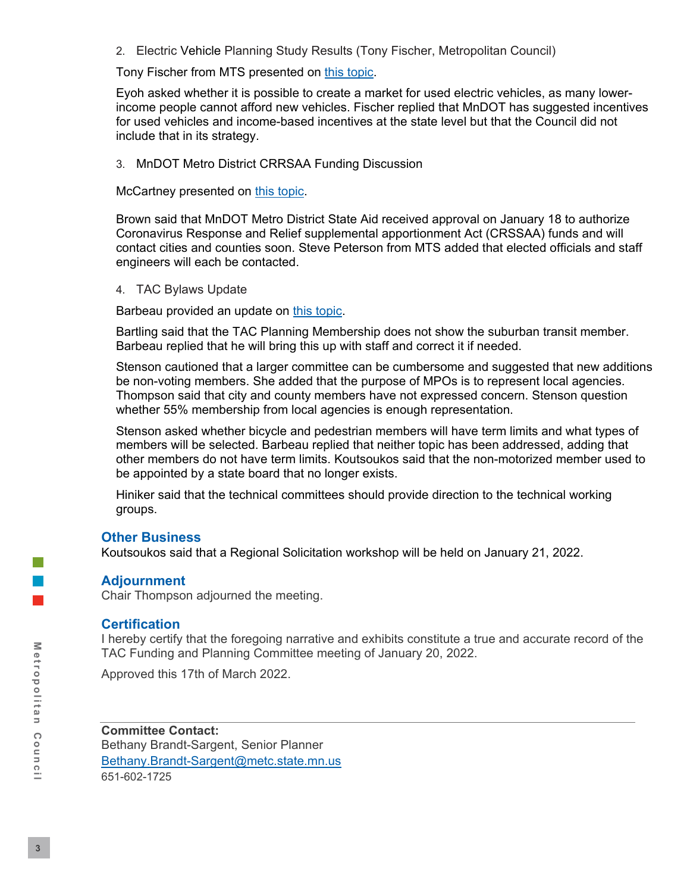2. Electric Vehicle Planning Study Results (Tony Fischer, Metropolitan Council)

Tony Fischer from MTS presented on this topic.

Eyoh asked whether it is possible to create a market for used electric vehicles, as many lower-income people cannot afford new vehicles. Fischer replied that MnDOT has suggested incentives for used vehicles and income-based incentives at the state level but that the Council did not include that in its strategy.

3. MnDOT Metro District CRRSAA Funding Discussion

McCartney presented on this topic.

Brown said that MnDOT Metro District State Aid received approval on January 18 to authorize Coronavirus Response and Relief supplemental apportionment Act (CRSSAA) funds and will contact cities and counties soon. Steve Peterson from MTS added that elected officials and staff engineers will each be contacted.

4. TAC Bylaws Update

Barbeau provided an update on this topic.

Bartling said that the TAC Planning Membership does not show the suburban transit member. Barbeau replied that he will bring this up with staff and correct it if needed.

Stenson cautioned that a larger committee can be cumbersome and suggested that new additions be non-voting members. She added that the purpose of MPOs is to represent local agencies. Thompson said that city and county members have not expressed concern. Stenson question whether 55% membership from local agencies is enough representation.

Stenson asked whether bicycle and pedestrian members will have term limits and what types of members will be selected. Barbeau replied that neither topic has been addressed, adding that other members do not have term limits. Koutsoukos said that the non-motorized member used to be appointed by a state board that no longer exists.

Hiniker said that the technical committees should provide direction to the technical working groups.

## Other Business

Koutsoukos said that a Regional Solicitation workshop will be held on January 21, 2022.

## Adjournment

Chair Thompson adjourned the meeting.

## Certification

I hereby certify that the foregoing narrative and exhibits constitute a true and accurate record of the TAC Funding and Planning Committee meeting of January 20, 2022.

Approved this 17th of March 2022.

---

**Committee Contact:**
Bethany Brandt-Sargent, Senior Planner
Bethany.Brandt-Sargent@metc.state.mn.us
651-602-1725